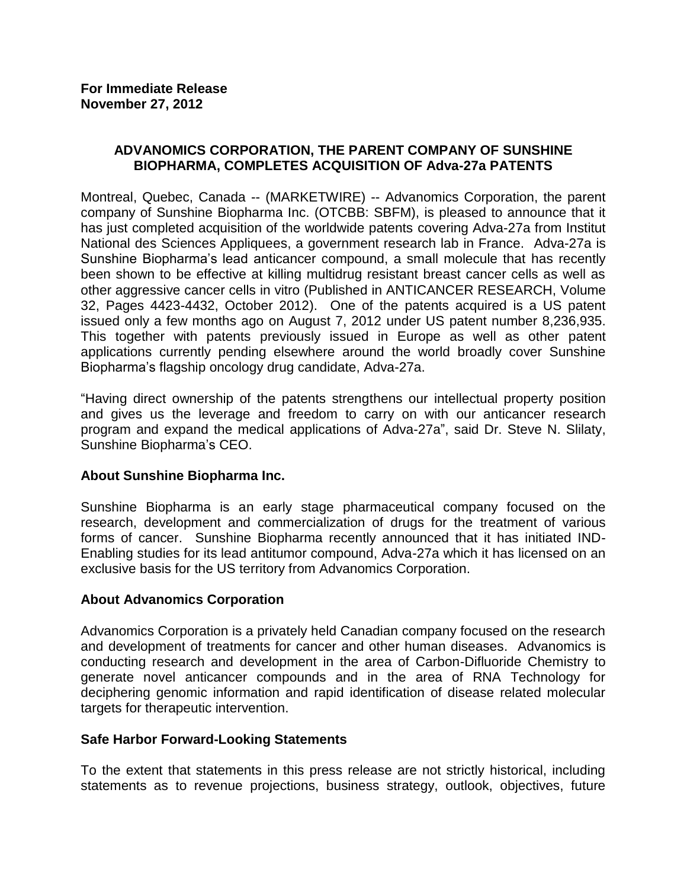**For Immediate Release**
**November 27, 2012**

## ADVANOMICS CORPORATION, THE PARENT COMPANY OF SUNSHINE BIOPHARMA, COMPLETES ACQUISITION OF Adva-27a PATENTS

Montreal, Quebec, Canada -- (MARKETWIRE) -- Advanomics Corporation, the parent company of Sunshine Biopharma Inc. (OTCBB: SBFM), is pleased to announce that it has just completed acquisition of the worldwide patents covering Adva-27a from Institut National des Sciences Appliquees, a government research lab in France. Adva-27a is Sunshine Biopharma's lead anticancer compound, a small molecule that has recently been shown to be effective at killing multidrug resistant breast cancer cells as well as other aggressive cancer cells in vitro (Published in ANTICANCER RESEARCH, Volume 32, Pages 4423-4432, October 2012). One of the patents acquired is a US patent issued only a few months ago on August 7, 2012 under US patent number 8,236,935. This together with patents previously issued in Europe as well as other patent applications currently pending elsewhere around the world broadly cover Sunshine Biopharma's flagship oncology drug candidate, Adva-27a.

"Having direct ownership of the patents strengthens our intellectual property position and gives us the leverage and freedom to carry on with our anticancer research program and expand the medical applications of Adva-27a", said Dr. Steve N. Slilaty, Sunshine Biopharma's CEO.

### About Sunshine Biopharma Inc.

Sunshine Biopharma is an early stage pharmaceutical company focused on the research, development and commercialization of drugs for the treatment of various forms of cancer. Sunshine Biopharma recently announced that it has initiated IND-Enabling studies for its lead antitumor compound, Adva-27a which it has licensed on an exclusive basis for the US territory from Advanomics Corporation.

### About Advanomics Corporation

Advanomics Corporation is a privately held Canadian company focused on the research and development of treatments for cancer and other human diseases. Advanomics is conducting research and development in the area of Carbon-Difluoride Chemistry to generate novel anticancer compounds and in the area of RNA Technology for deciphering genomic information and rapid identification of disease related molecular targets for therapeutic intervention.

### Safe Harbor Forward-Looking Statements

To the extent that statements in this press release are not strictly historical, including statements as to revenue projections, business strategy, outlook, objectives, future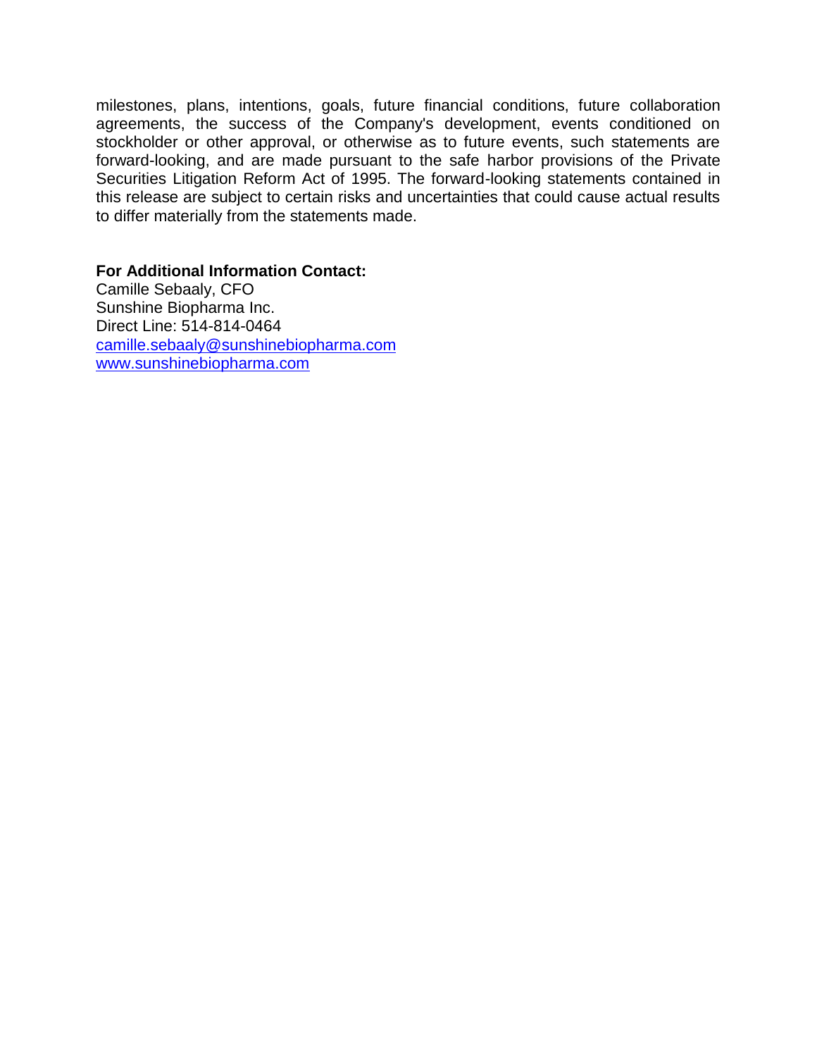milestones, plans, intentions, goals, future financial conditions, future collaboration agreements, the success of the Company's development, events conditioned on stockholder or other approval, or otherwise as to future events, such statements are forward-looking, and are made pursuant to the safe harbor provisions of the Private Securities Litigation Reform Act of 1995. The forward-looking statements contained in this release are subject to certain risks and uncertainties that could cause actual results to differ materially from the statements made.

**For Additional Information Contact:**
Camille Sebaaly, CFO
Sunshine Biopharma Inc.
Direct Line: 514-814-0464
camille.sebaaly@sunshinebiopharma.com
www.sunshinebiopharma.com